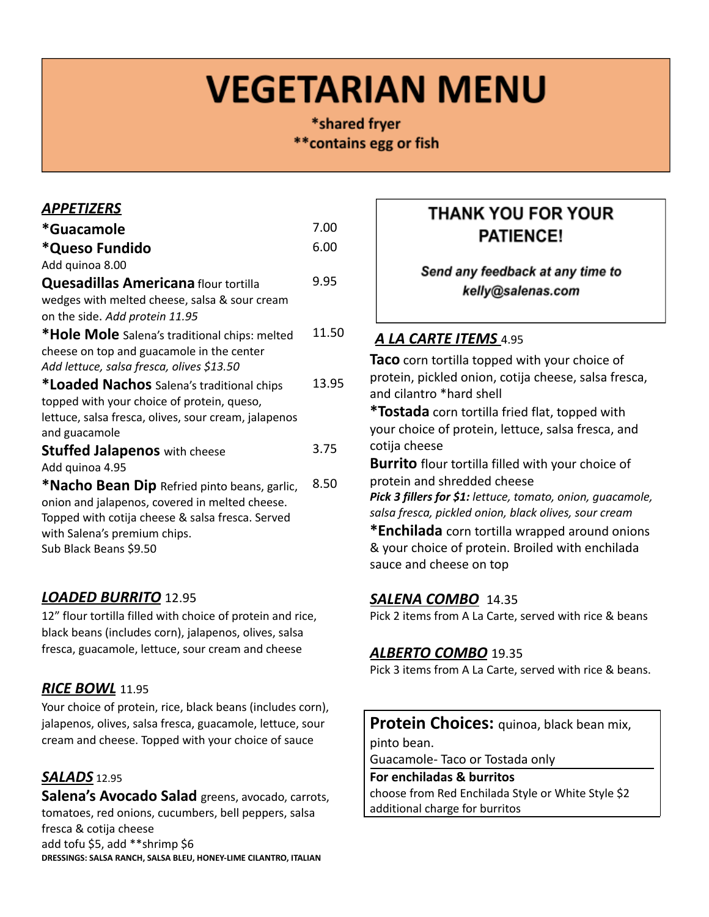# VEGETARIAN MENU

**\*shared fryer**
**\*\*contains egg or fish**

## *APPETIZERS*

**\*Guacamole** 7.00

**\*Queso Fundido** 6.00
Add quinoa 8.00

**Quesadillas Americana** flour tortilla wedges with melted cheese, salsa & sour cream on the side. *Add protein 11.95* 9.95

**\*Hole Mole** Salena's traditional chips: melted cheese on top and guacamole in the center *Add lettuce, salsa fresca, olives $13.50* 11.50

**\*Loaded Nachos** Salena's traditional chips topped with your choice of protein, queso, lettuce, salsa fresca, olives, sour cream, jalapenos and guacamole 13.95

**Stuffed Jalapenos** with cheese 3.75
Add quinoa 4.95

**\*Nacho Bean Dip** Refried pinto beans, garlic, onion and jalapenos, covered in melted cheese. Topped with cotija cheese & salsa fresca. Served with Salena's premium chips. 8.50
Sub Black Beans $9.50

## *LOADED BURRITO* 12.95

12" flour tortilla filled with choice of protein and rice, black beans (includes corn), jalapenos, olives, salsa fresca, guacamole, lettuce, sour cream and cheese

## *RICE BOWL* 11.95

Your choice of protein, rice, black beans (includes corn), jalapenos, olives, salsa fresca, guacamole, lettuce, sour cream and cheese. Topped with your choice of sauce

## *SALADS* 12.95

**Salena's Avocado Salad** greens, avocado, carrots, tomatoes, red onions, cucumbers, bell peppers, salsa fresca & cotija cheese
add tofu $5, add \*\*shrimp $6

DRESSINGS: SALSA RANCH, SALSA BLEU, HONEY-LIME CILANTRO, ITALIAN

---

**THANK YOU FOR YOUR PATIENCE!**

***Send any feedback at any time to kelly@salenas.com***

---

## *A LA CARTE ITEMS* 4.95

**Taco** corn tortilla topped with your choice of protein, pickled onion, cotija cheese, salsa fresca, and cilantro \*hard shell

**\*Tostada** corn tortilla fried flat, topped with your choice of protein, lettuce, salsa fresca, and cotija cheese

**Burrito** flour tortilla filled with your choice of protein and shredded cheese
***Pick 3 fillers for $1:*** *lettuce, tomato, onion, guacamole, salsa fresca, pickled onion, black olives, sour cream*

**\*Enchilada** corn tortilla wrapped around onions & your choice of protein. Broiled with enchilada sauce and cheese on top

## *SALENA COMBO* 14.35

Pick 2 items from A La Carte, served with rice & beans

## *ALBERTO COMBO* 19.35

Pick 3 items from A La Carte, served with rice & beans.

---

**Protein Choices:** quinoa, black bean mix, pinto bean.
Guacamole- Taco or Tostada only

**For enchiladas & burritos**
choose from Red Enchilada Style or White Style $2 additional charge for burritos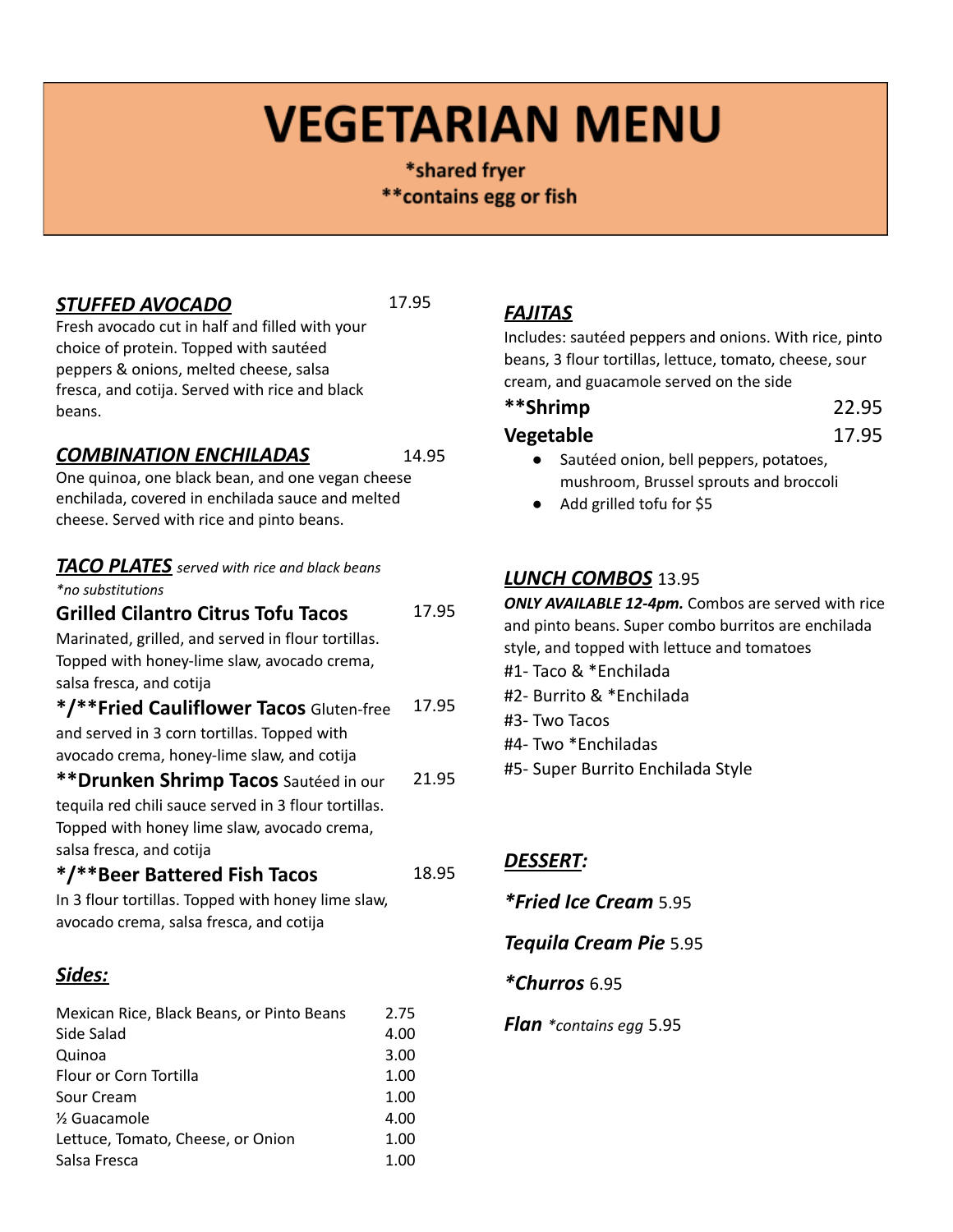// Restaurant menu: two columns merged into single reading order. //

# VEGETARIAN MENU

**\*shared fryer**
**\*\*contains egg or fish**

## ***STUFFED AVOCADO*** 17.95

Fresh avocado cut in half and filled with your choice of protein. Topped with sautéed peppers & onions, melted cheese, salsa fresca, and cotija. Served with rice and black beans.

## ***COMBINATION ENCHILADAS*** 14.95

One quinoa, one black bean, and one vegan cheese enchilada, covered in enchilada sauce and melted cheese. Served with rice and pinto beans.

## ***TACO PLATES*** *served with rice and black beans*

*\*no substitutions*

**Grilled Cilantro Citrus Tofu Tacos** 17.95
Marinated, grilled, and served in flour tortillas. Topped with honey-lime slaw, avocado crema, salsa fresca, and cotija

**\*/\*\*Fried Cauliflower Tacos** Gluten-free and served in 3 corn tortillas. Topped with avocado crema, honey-lime slaw, and cotija 17.95

**\*\*Drunken Shrimp Tacos** Sautéed in our tequila red chili sauce served in 3 flour tortillas. Topped with honey lime slaw, avocado crema, salsa fresca, and cotija 21.95

**\*/\*\*Beer Battered Fish Tacos** 18.95
In 3 flour tortillas. Topped with honey lime slaw, avocado crema, salsa fresca, and cotija

## ***Sides:***

| | |
|---|---|
| Mexican Rice, Black Beans, or Pinto Beans | 2.75 |
| Side Salad | 4.00 |
| Quinoa | 3.00 |
| Flour or Corn Tortilla | 1.00 |
| Sour Cream | 1.00 |
| ½ Guacamole | 4.00 |
| Lettuce, Tomato, Cheese, or Onion | 1.00 |
| Salsa Fresca | 1.00 |

## ***FAJITAS***

Includes: sautéed peppers and onions. With rice, pinto beans, 3 flour tortillas, lettuce, tomato, cheese, sour cream, and guacamole served on the side

| | |
|---|---|
| **\*\*Shrimp** | 22.95 |
| **Vegetable** | 17.95 |

- Sautéed onion, bell peppers, potatoes, mushroom, Brussel sprouts and broccoli
- Add grilled tofu for $5

## ***LUNCH COMBOS*** 13.95

***ONLY AVAILABLE 12-4pm.*** Combos are served with rice and pinto beans. Super combo burritos are enchilada style, and topped with lettuce and tomatoes

#1- Taco & \*Enchilada
#2- Burrito & \*Enchilada
#3- Two Tacos
#4- Two \*Enchiladas
#5- Super Burrito Enchilada Style

## ***DESSERT:***

***\*Fried Ice Cream*** 5.95

***Tequila Cream Pie*** 5.95

***\*Churros*** 6.95

***Flan*** *\*contains egg* 5.95